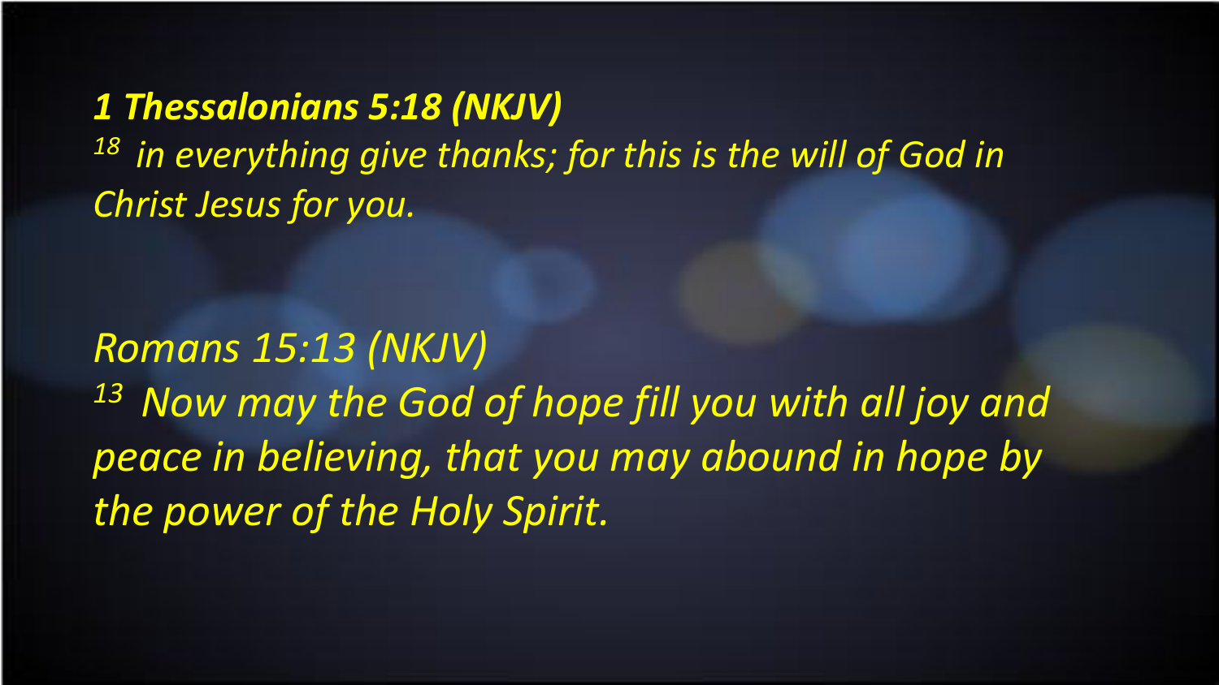***1 Thessalonians 5:18 (NKJV)***

*[18] in everything give thanks; for this is the will of God in Christ Jesus for you.*

*Romans 15:13 (NKJV)*

*[13] Now may the God of hope fill you with all joy and peace in believing, that you may abound in hope by the power of the Holy Spirit.*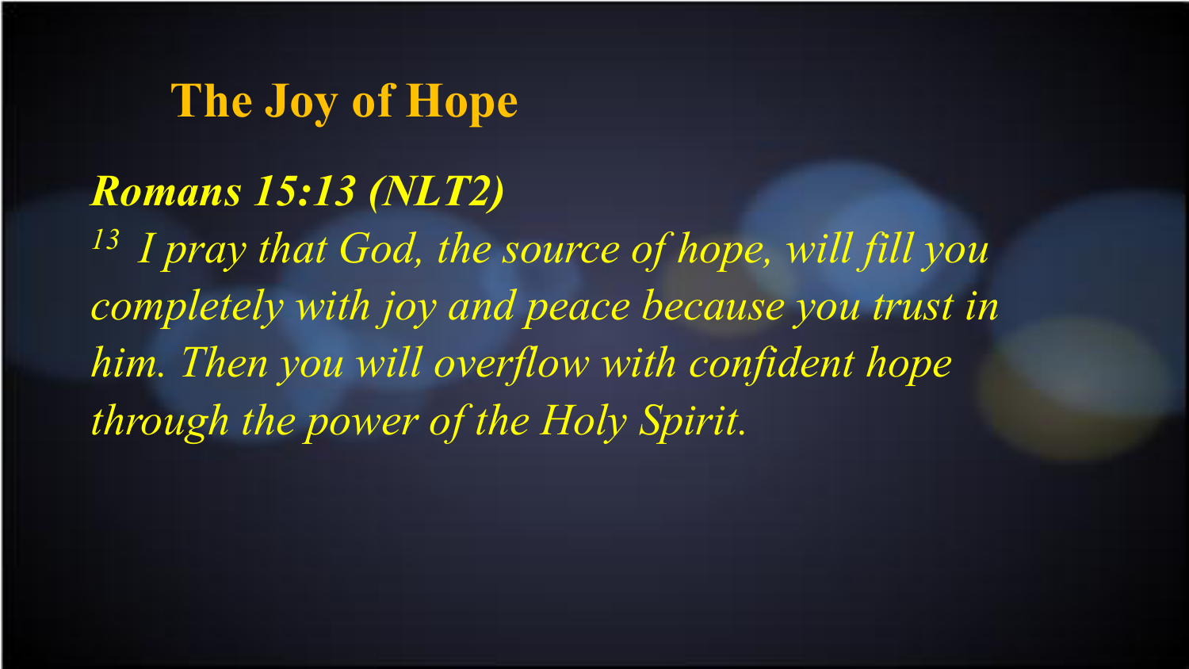# The Joy of Hope

***Romans 15:13 (NLT2)***

*[13] I pray that God, the source of hope, will fill you completely with joy and peace because you trust in him. Then you will overflow with confident hope through the power of the Holy Spirit.*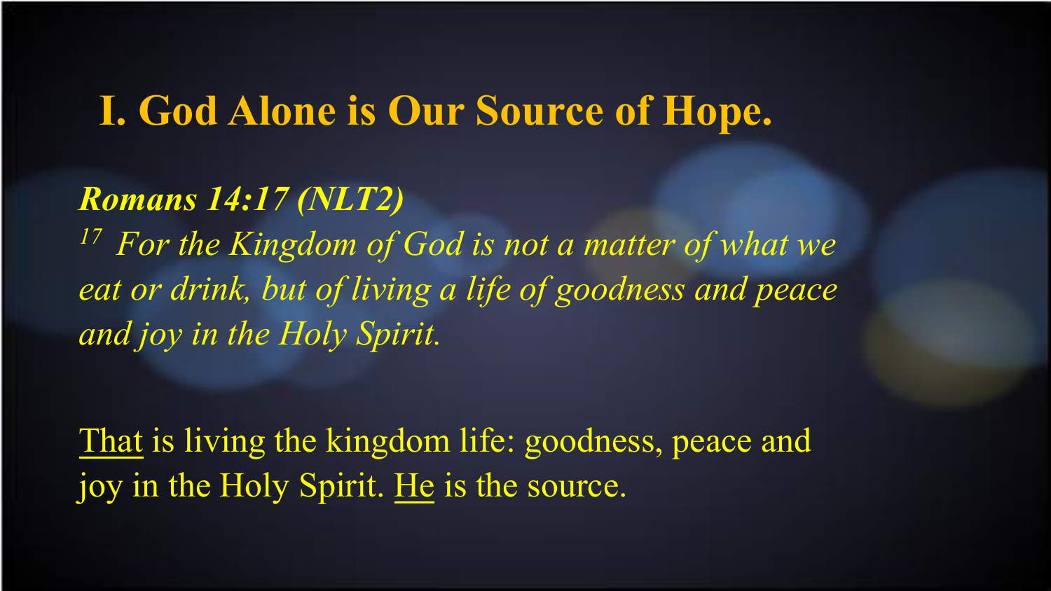# I. God Alone is Our Source of Hope.

***Romans 14:17 (NLT2)***

*[17] For the Kingdom of God is not a matter of what we eat or drink, but of living a life of goodness and peace and joy in the Holy Spirit.*

<u>That</u> is living the kingdom life: goodness, peace and joy in the Holy Spirit. <u>He</u> is the source.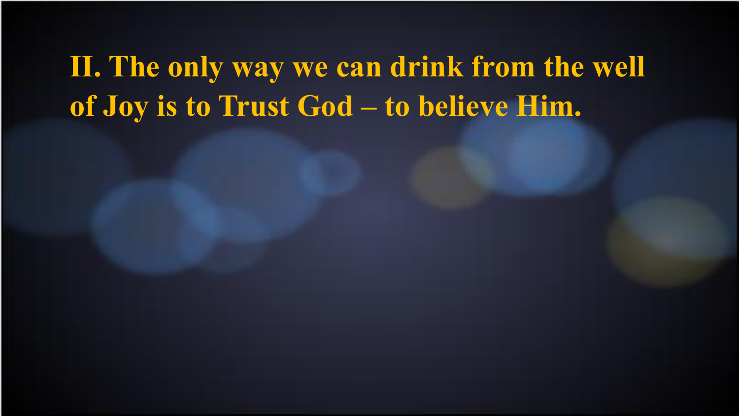**II. The only way we can drink from the well of Joy is to Trust God – to believe Him.**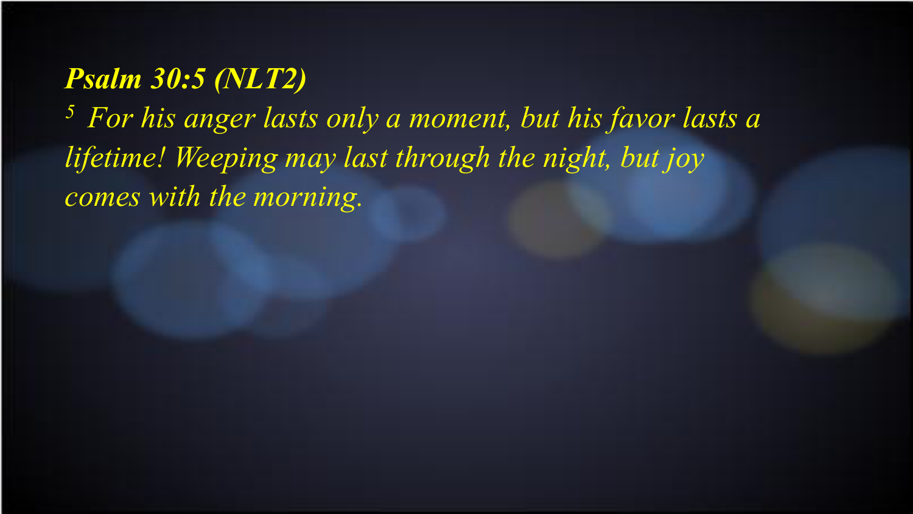***Psalm 30:5 (NLT2)***

*[5] For his anger lasts only a moment, but his favor lasts a lifetime! Weeping may last through the night, but joy comes with the morning.*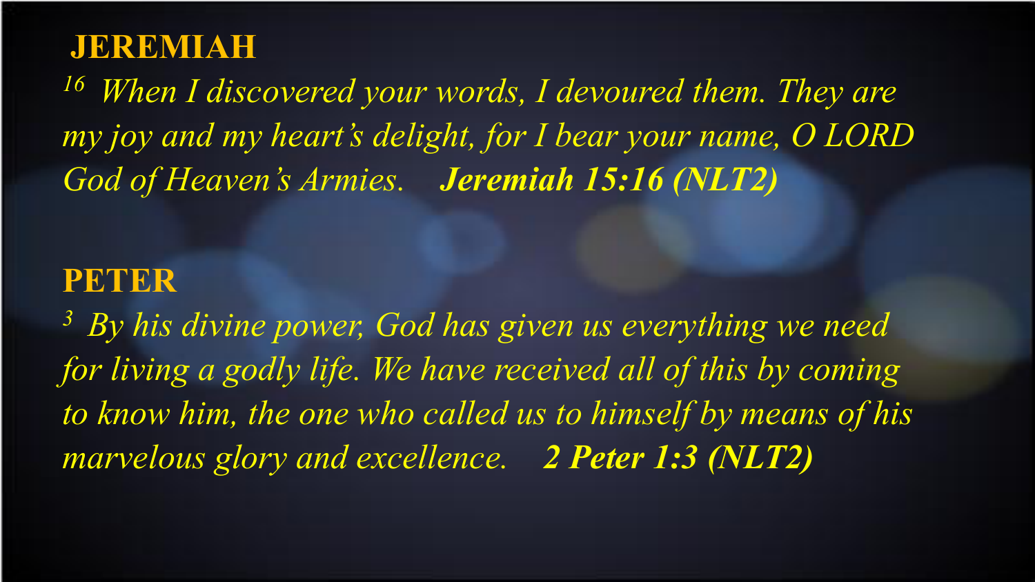## JEREMIAH

[16] *When I discovered your words, I devoured them. They are my joy and my heart's delight, for I bear your name, O LORD God of Heaven's Armies.* ***Jeremiah 15:16 (NLT2)***

## PETER

[3] *By his divine power, God has given us everything we need for living a godly life. We have received all of this by coming to know him, the one who called us to himself by means of his marvelous glory and excellence.* ***2 Peter 1:3 (NLT2)***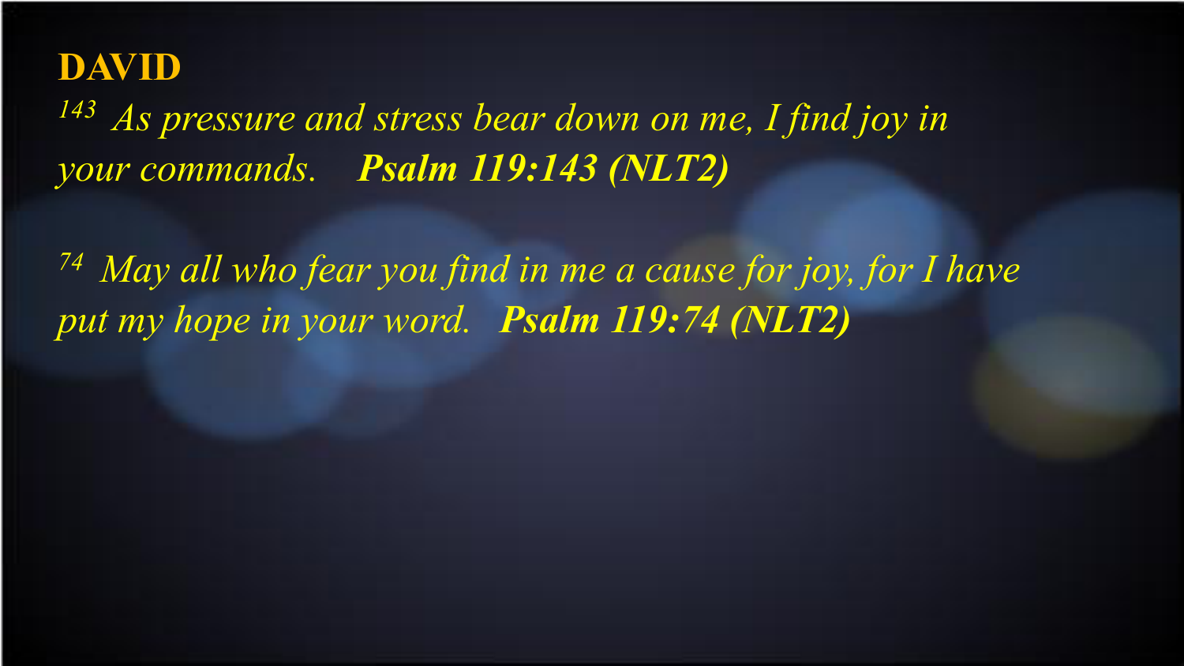**DAVID**

[143] *As pressure and stress bear down on me, I find joy in your commands.* ***Psalm 119:143 (NLT2)***

[74] *May all who fear you find in me a cause for joy, for I have put my hope in your word.* ***Psalm 119:74 (NLT2)***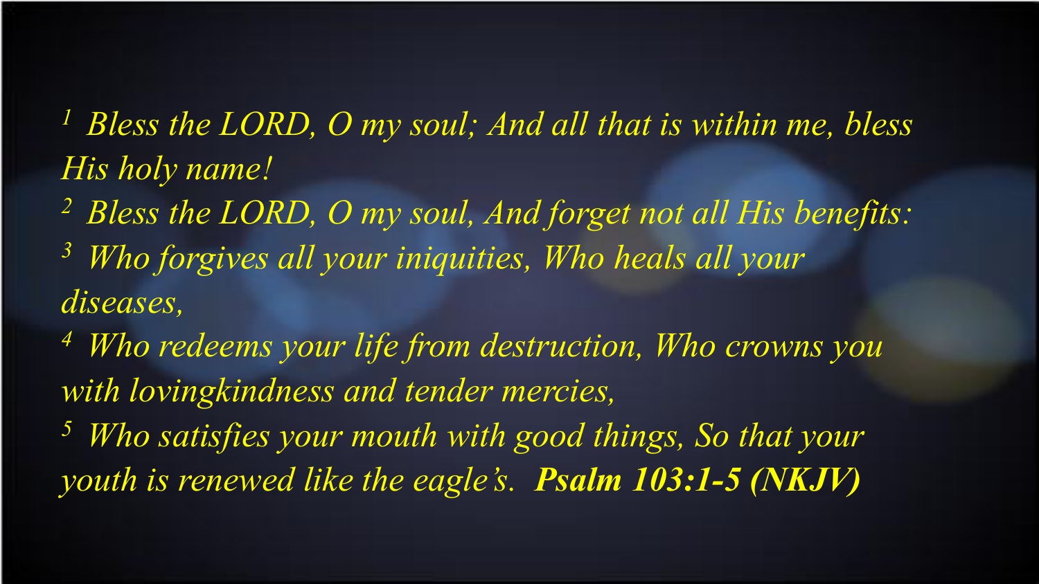*[1] Bless the LORD, O my soul; And all that is within me, bless His holy name!*
*[2] Bless the LORD, O my soul, And forget not all His benefits:*
*[3] Who forgives all your iniquities, Who heals all your diseases,*
*[4] Who redeems your life from destruction, Who crowns you with lovingkindness and tender mercies,*
*[5] Who satisfies your mouth with good things, So that your youth is renewed like the eagle's.* ***Psalm 103:1-5 (NKJV)***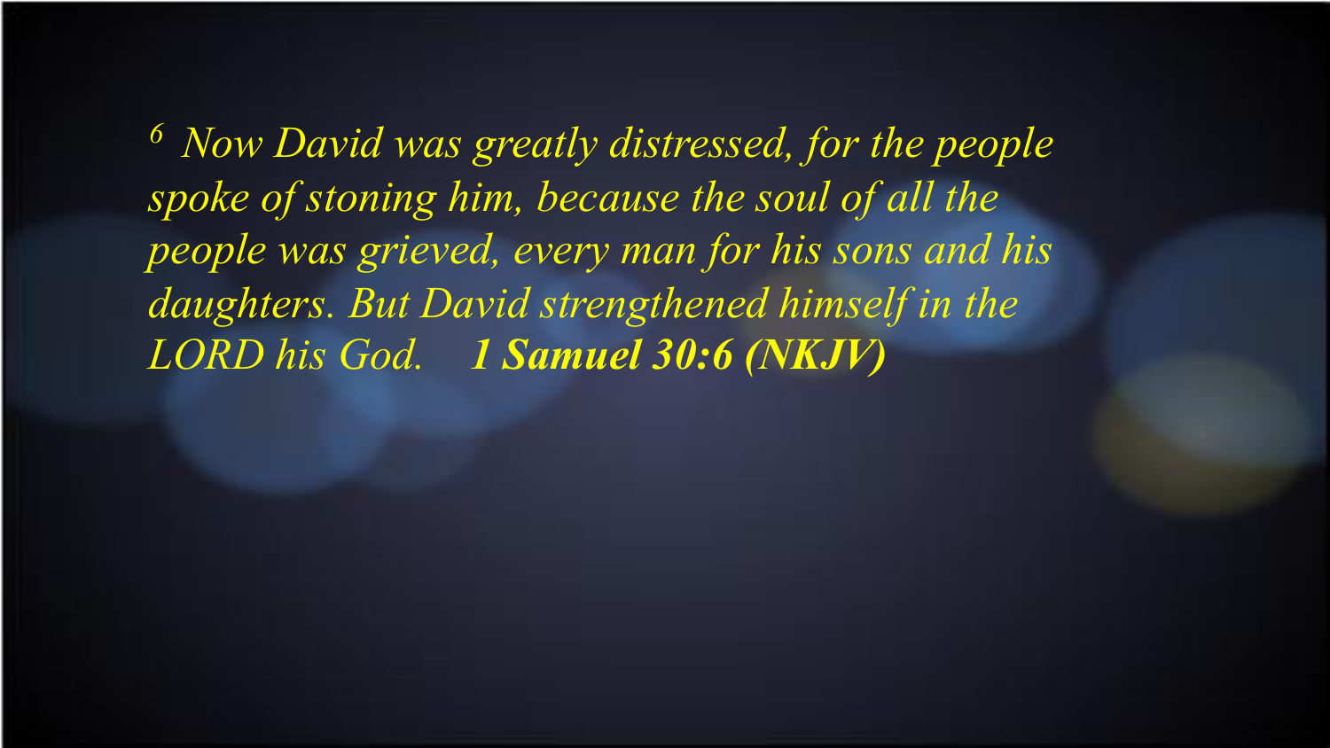*[6] Now David was greatly distressed, for the people spoke of stoning him, because the soul of all the people was grieved, every man for his sons and his daughters. But David strengthened himself in the LORD his God.* ***1 Samuel 30:6 (NKJV)***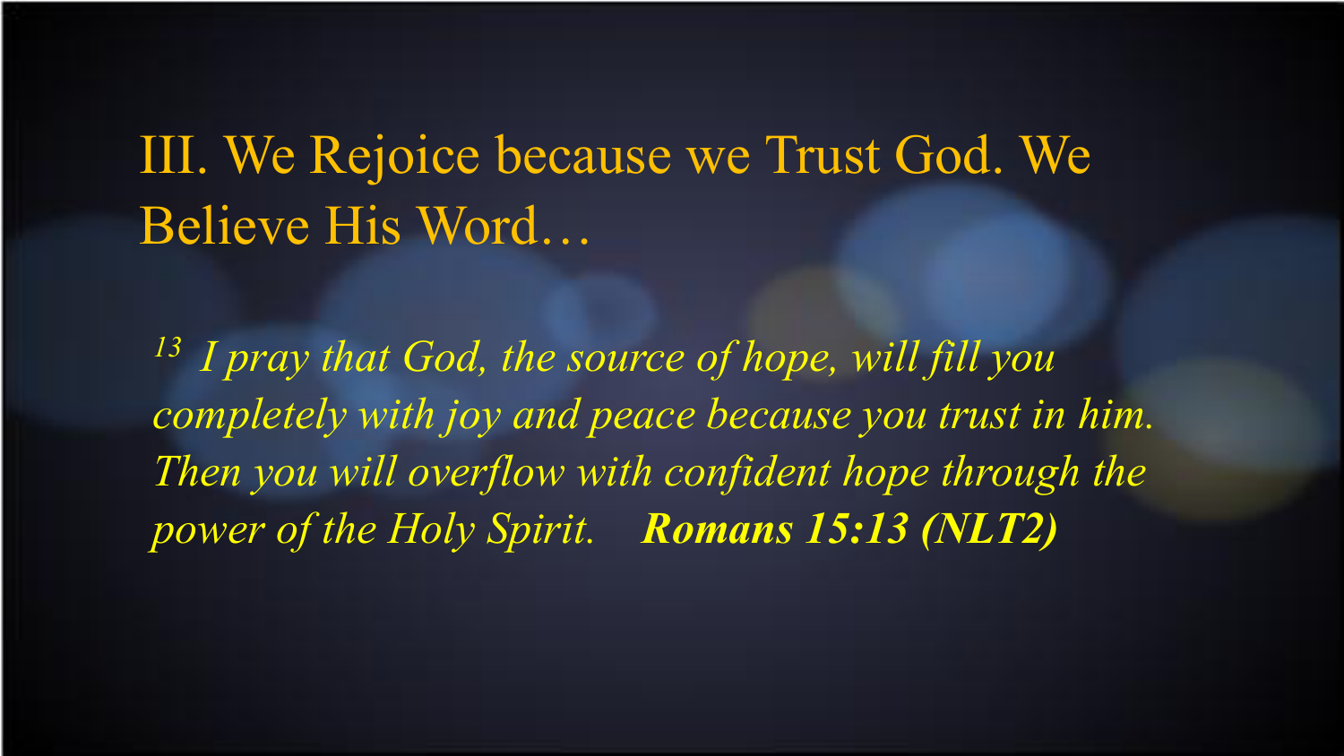# III. We Rejoice because we Trust God. We Believe His Word…

*[13] I pray that God, the source of hope, will fill you completely with joy and peace because you trust in him. Then you will overflow with confident hope through the power of the Holy Spirit.* ***Romans 15:13 (NLT2)***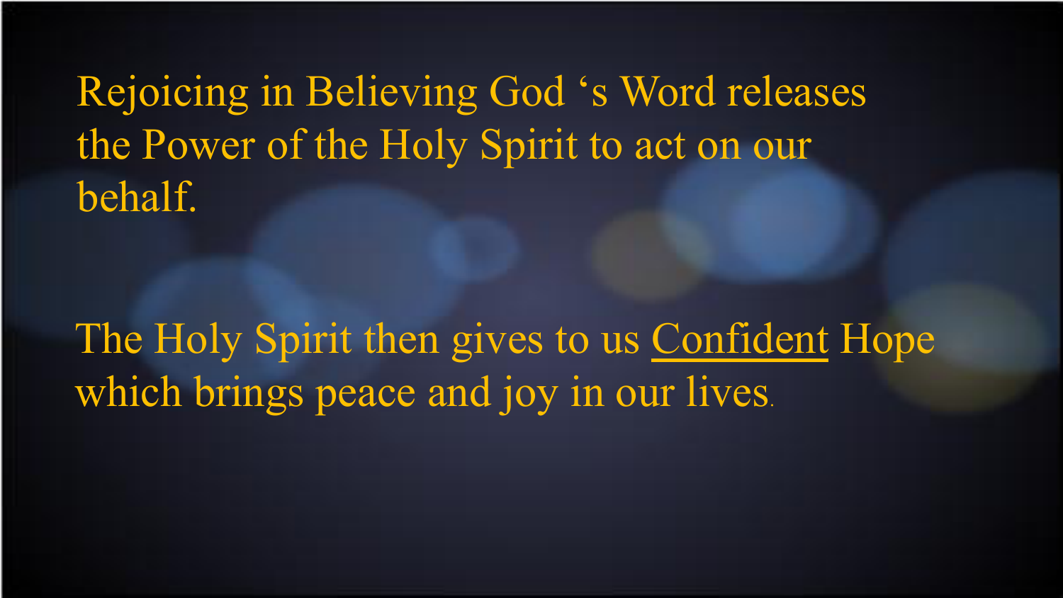Rejoicing in Believing God ‘s Word releases the Power of the Holy Spirit to act on our behalf.

The Holy Spirit then gives to us <u>Confident</u> Hope which brings peace and joy in our lives.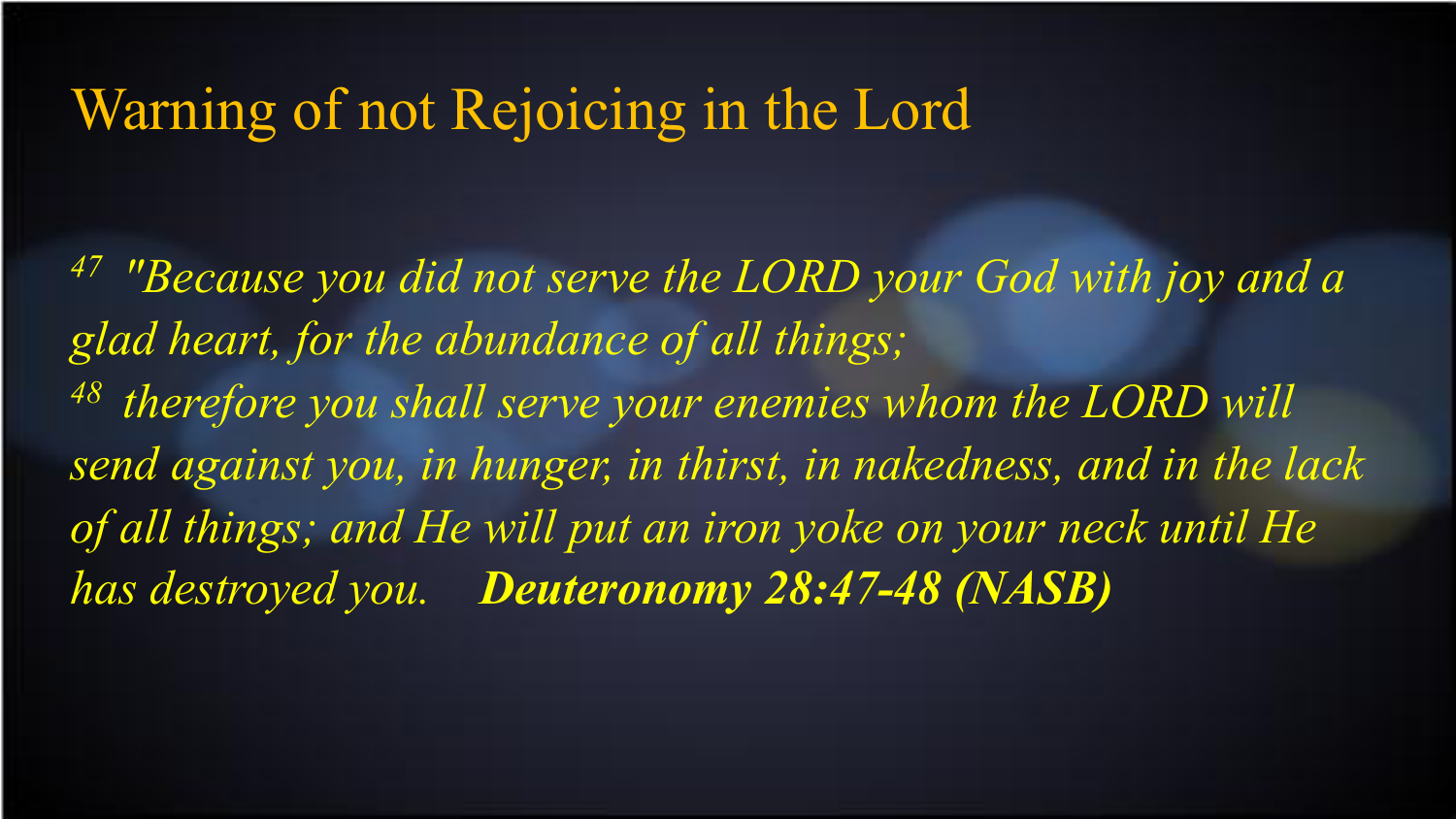# Warning of not Rejoicing in the Lord

[47] *"Because you did not serve the LORD your God with joy and a glad heart, for the abundance of all things;*
[48] *therefore you shall serve your enemies whom the LORD will send against you, in hunger, in thirst, in nakedness, and in the lack of all things; and He will put an iron yoke on your neck until He has destroyed you.* ***Deuteronomy 28:47-48 (NASB)***